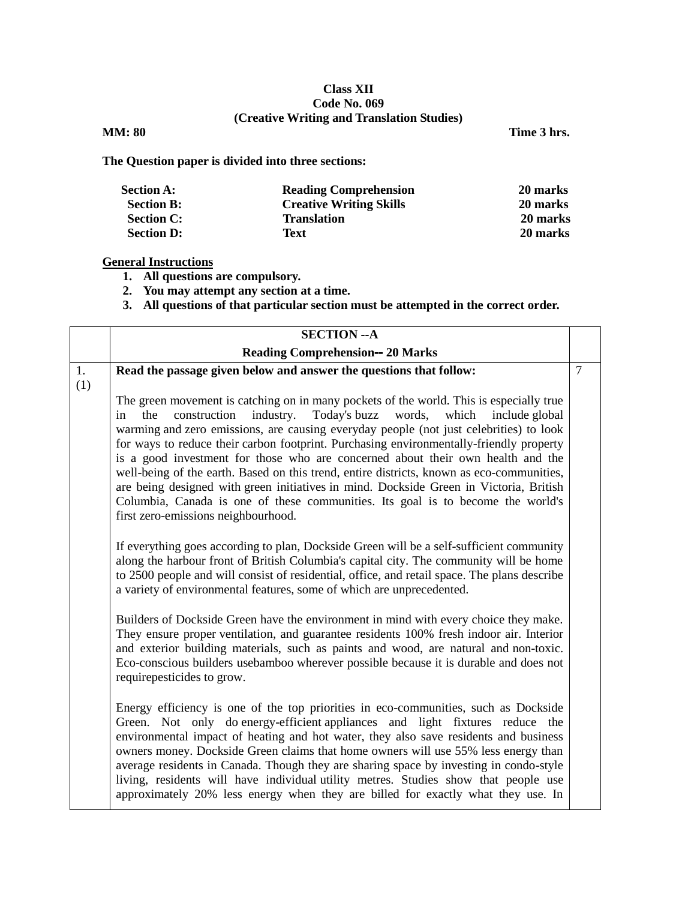**Class XII**
**Code No. 069**
**(Creative Writing and Translation Studies)**

**MM: 80** **Time 3 hrs.**

**The Question paper is divided into three sections:**

| | | |
|---|---|---|
| **Section A:** | **Reading Comprehension** | **20 marks** |
| **Section B:** | **Creative Writing Skills** | **20 marks** |
| **Section C:** | **Translation** | **20 marks** |
| **Section D:** | **Text** | **20 marks** |

**General Instructions**

1. **All questions are compulsory.**
2. **You may attempt any section at a time.**
3. **All questions of that particular section must be attempted in the correct order.**

| | **SECTION --A** **Reading Comprehension-- 20 Marks** | |
|---|---|---|
| 1. (1) | **Read the passage given below and answer the questions that follow:** The green movement is catching on in many pockets of the world. This is especially true in the construction industry. Today's buzz words, which include global warming and zero emissions, are causing everyday people (not just celebrities) to look for ways to reduce their carbon footprint. Purchasing environmentally-friendly property is a good investment for those who are concerned about their own health and the well-being of the earth. Based on this trend, entire districts, known as eco-communities, are being designed with green initiatives in mind. Dockside Green in Victoria, British Columbia, Canada is one of these communities. Its goal is to become the world's first zero-emissions neighbourhood. If everything goes according to plan, Dockside Green will be a self-sufficient community along the harbour front of British Columbia's capital city. The community will be home to 2500 people and will consist of residential, office, and retail space. The plans describe a variety of environmental features, some of which are unprecedented. Builders of Dockside Green have the environment in mind with every choice they make. They ensure proper ventilation, and guarantee residents 100% fresh indoor air. Interior and exterior building materials, such as paints and wood, are natural and non-toxic. Eco-conscious builders usebamboo wherever possible because it is durable and does not requirepesticides to grow. Energy efficiency is one of the top priorities in eco-communities, such as Dockside Green. Not only do energy-efficient appliances and light fixtures reduce the environmental impact of heating and hot water, they also save residents and business owners money. Dockside Green claims that home owners will use 55% less energy than average residents in Canada. Though they are sharing space by investing in condo-style living, residents will have individual utility metres. Studies show that people use approximately 20% less energy when they are billed for exactly what they use. In | 7 |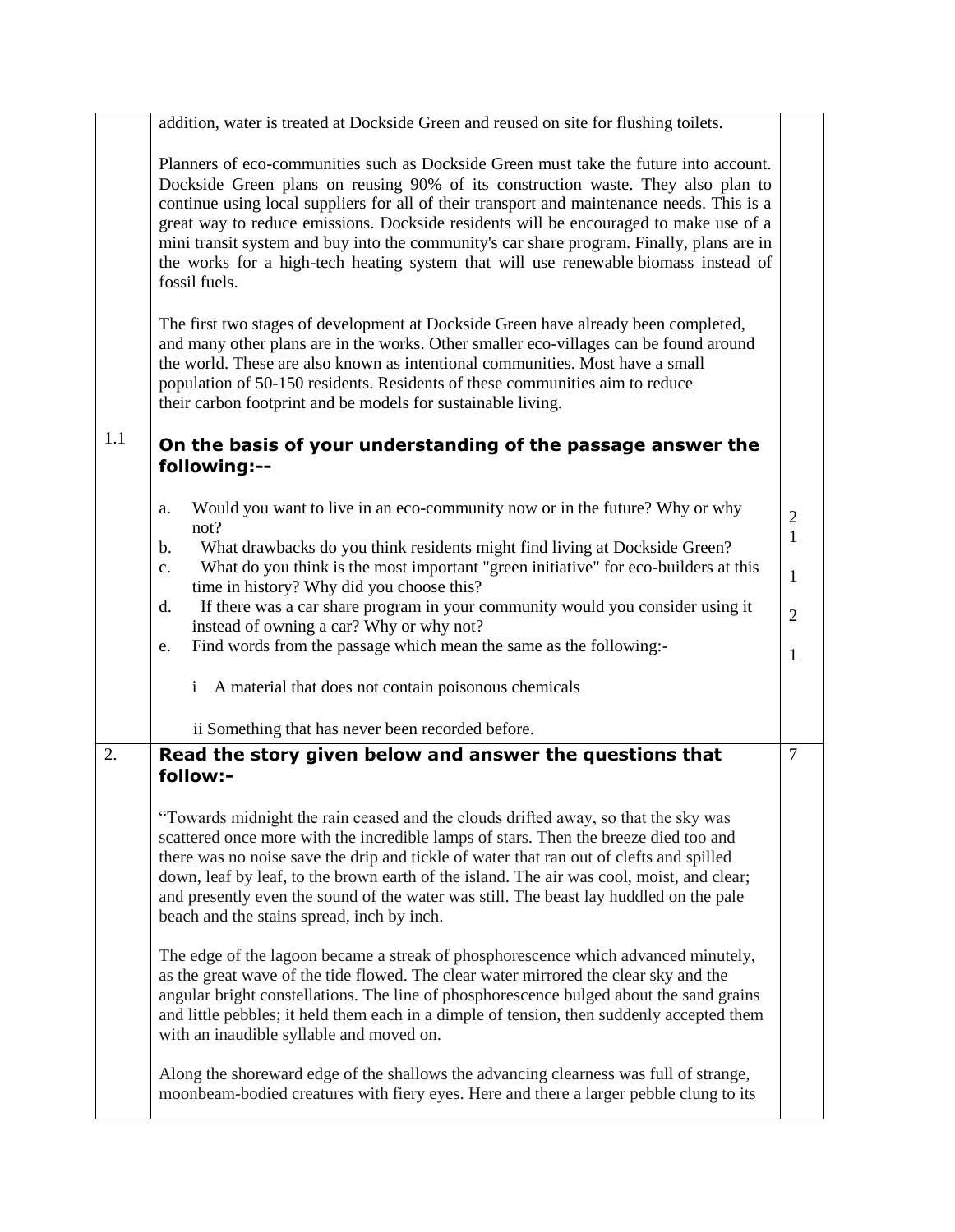addition, water is treated at Dockside Green and reused on site for flushing toilets.

Planners of eco-communities such as Dockside Green must take the future into account. Dockside Green plans on reusing 90% of its construction waste. They also plan to continue using local suppliers for all of their transport and maintenance needs. This is a great way to reduce emissions. Dockside residents will be encouraged to make use of a mini transit system and buy into the community's car share program. Finally, plans are in the works for a high-tech heating system that will use renewable biomass instead of fossil fuels.

The first two stages of development at Dockside Green have already been completed, and many other plans are in the works. Other smaller eco-villages can be found around the world. These are also known as intentional communities. Most have a small population of 50-150 residents. Residents of these communities aim to reduce their carbon footprint and be models for sustainable living.

1.1 **On the basis of your understanding of the passage answer the following:--**

a. Would you want to live in an eco-community now or in the future? Why or why not? — 2

b. What drawbacks do you think residents might find living at Dockside Green? — 1

c. What do you think is the most important "green initiative" for eco-builders at this time in history? Why did you choose this? — 1

d. If there was a car share program in your community would you consider using it instead of owning a car? Why or why not? — 2

e. Find words from the passage which mean the same as the following:- — 1

i A material that does not contain poisonous chemicals

ii Something that has never been recorded before.

2. **Read the story given below and answer the questions that follow:-** — 7

"Towards midnight the rain ceased and the clouds drifted away, so that the sky was scattered once more with the incredible lamps of stars. Then the breeze died too and there was no noise save the drip and tickle of water that ran out of clefts and spilled down, leaf by leaf, to the brown earth of the island. The air was cool, moist, and clear; and presently even the sound of the water was still. The beast lay huddled on the pale beach and the stains spread, inch by inch.

The edge of the lagoon became a streak of phosphorescence which advanced minutely, as the great wave of the tide flowed. The clear water mirrored the clear sky and the angular bright constellations. The line of phosphorescence bulged about the sand grains and little pebbles; it held them each in a dimple of tension, then suddenly accepted them with an inaudible syllable and moved on.

Along the shoreward edge of the shallows the advancing clearness was full of strange, moonbeam-bodied creatures with fiery eyes. Here and there a larger pebble clung to its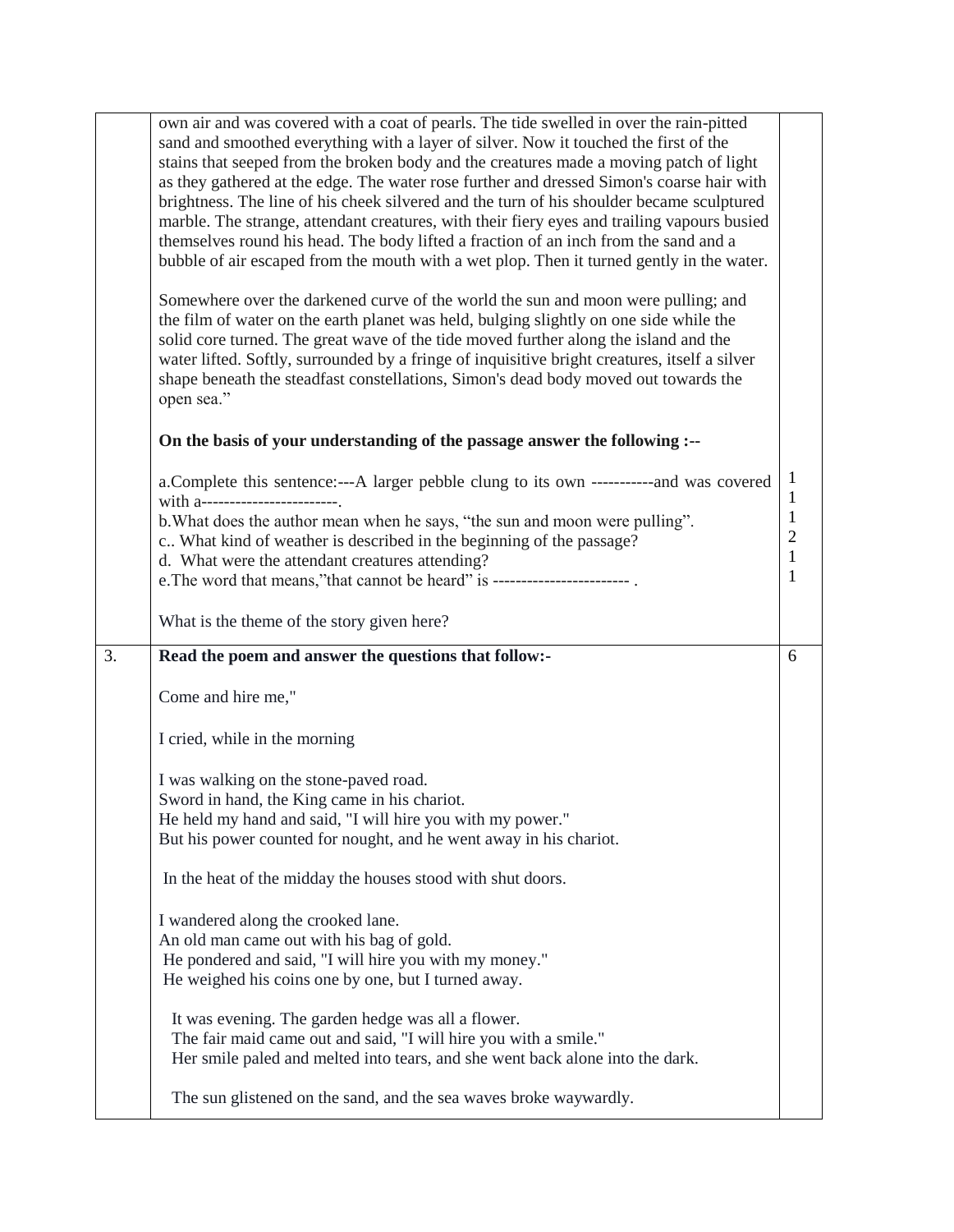own air and was covered with a coat of pearls. The tide swelled in over the rain-pitted sand and smoothed everything with a layer of silver. Now it touched the first of the stains that seeped from the broken body and the creatures made a moving patch of light as they gathered at the edge. The water rose further and dressed Simon's coarse hair with brightness. The line of his cheek silvered and the turn of his shoulder became sculptured marble. The strange, attendant creatures, with their fiery eyes and trailing vapours busied themselves round his head. The body lifted a fraction of an inch from the sand and a bubble of air escaped from the mouth with a wet plop. Then it turned gently in the water.

Somewhere over the darkened curve of the world the sun and moon were pulling; and the film of water on the earth planet was held, bulging slightly on one side while the solid core turned. The great wave of the tide moved further along the island and the water lifted. Softly, surrounded by a fringe of inquisitive bright creatures, itself a silver shape beneath the steadfast constellations, Simon's dead body moved out towards the open sea."

**On the basis of your understanding of the passage answer the following :--**

a.Complete this sentence:---A larger pebble clung to its own -----------and was covered with a------------------------. — 1

b.What does the author mean when he says, "the sun and moon were pulling". — 1

c.. What kind of weather is described in the beginning of the passage? — 1

d. What were the attendant creatures attending? — 2

e.The word that means,"that cannot be heard" is ------------------------ . — 1

What is the theme of the story given here? — 1

**3. Read the poem and answer the questions that follow:-** — 6

Come and hire me,"

I cried, while in the morning

I was walking on the stone-paved road.
Sword in hand, the King came in his chariot.
He held my hand and said, "I will hire you with my power."
But his power counted for nought, and he went away in his chariot.

In the heat of the midday the houses stood with shut doors.

I wandered along the crooked lane.
An old man came out with his bag of gold.
He pondered and said, "I will hire you with my money."
He weighed his coins one by one, but I turned away.

It was evening. The garden hedge was all a flower.
The fair maid came out and said, "I will hire you with a smile."
Her smile paled and melted into tears, and she went back alone into the dark.

The sun glistened on the sand, and the sea waves broke waywardly.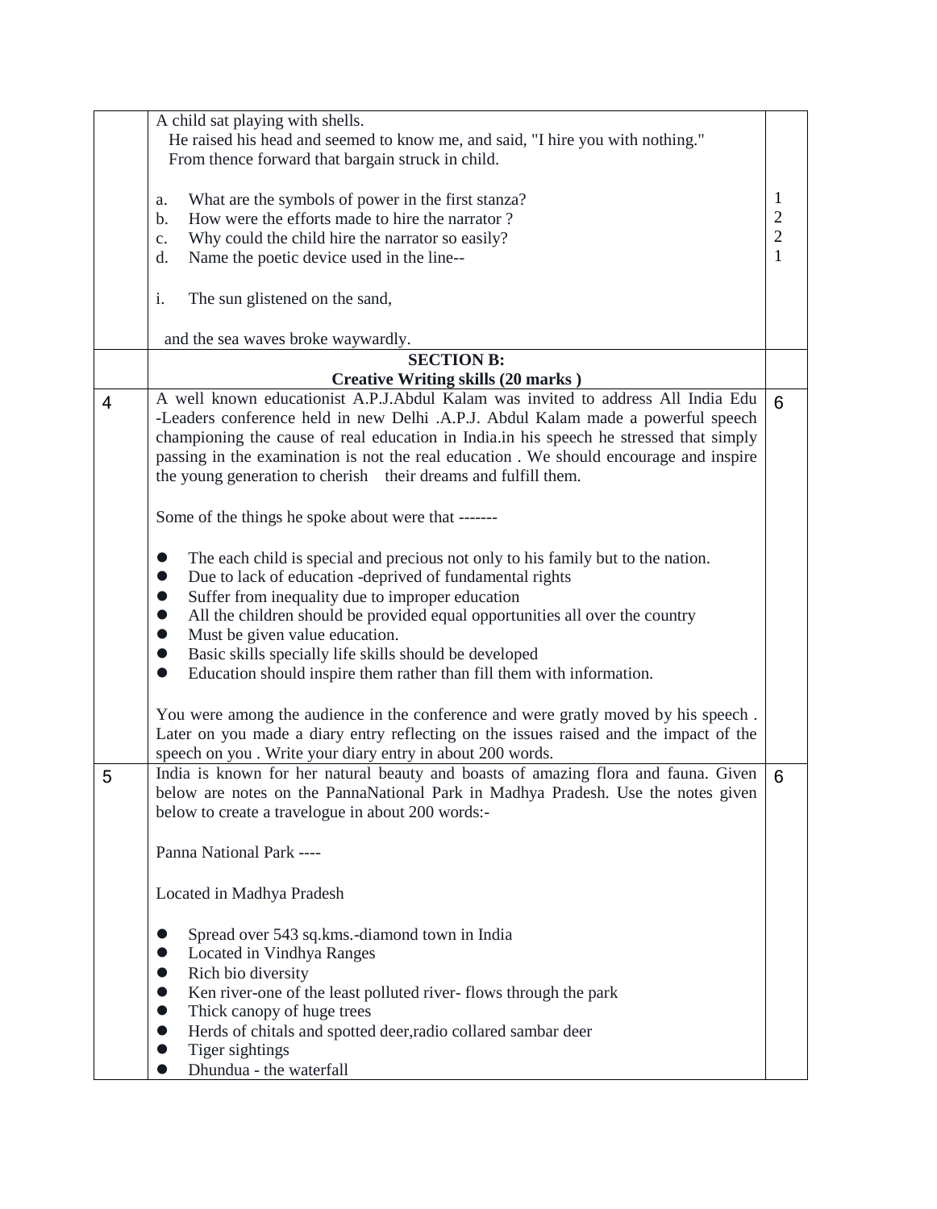A child sat playing with shells.
He raised his head and seemed to know me, and said, "I hire you with nothing."
From thence forward that bargain struck in child.

a. What are the symbols of power in the first stanza? 1
b. How were the efforts made to hire the narrator ? 2
c. Why could the child hire the narrator so easily? 2
d. Name the poetic device used in the line-- 1

i. The sun glistened on the sand,

and the sea waves broke waywardly.

## SECTION B:
## Creative Writing skills (20 marks )

**4** A well known educationist A.P.J.Abdul Kalam was invited to address All India Edu -Leaders conference held in new Delhi .A.P.J. Abdul Kalam made a powerful speech championing the cause of real education in India.in his speech he stressed that simply passing in the examination is not the real education . We should encourage and inspire the young generation to cherish their dreams and fulfill them. **6**

Some of the things he spoke about were that -------

- The each child is special and precious not only to his family but to the nation.
- Due to lack of education -deprived of fundamental rights
- Suffer from inequality due to improper education
- All the children should be provided equal opportunities all over the country
- Must be given value education.
- Basic skills specially life skills should be developed
- Education should inspire them rather than fill them with information.

You were among the audience in the conference and were gratly moved by his speech . Later on you made a diary entry reflecting on the issues raised and the impact of the speech on you . Write your diary entry in about 200 words.

**5** India is known for her natural beauty and boasts of amazing flora and fauna. Given below are notes on the PannaNational Park in Madhya Pradesh. Use the notes given below to create a travelogue in about 200 words:- **6**

Panna National Park ----

Located in Madhya Pradesh

- Spread over 543 sq.kms.-diamond town in India
- Located in Vindhya Ranges
- Rich bio diversity
- Ken river-one of the least polluted river- flows through the park
- Thick canopy of huge trees
- Herds of chitals and spotted deer,radio collared sambar deer
- Tiger sightings
- Dhundua - the waterfall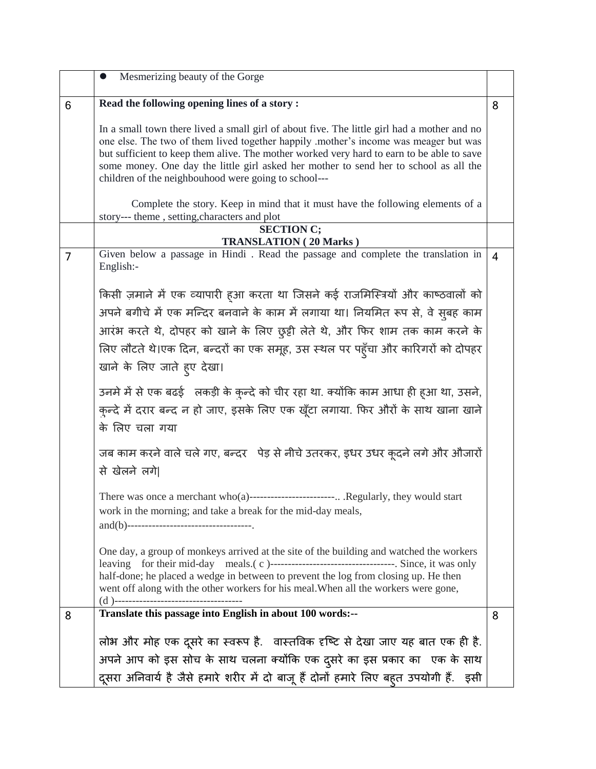| | | |
|---|---|---|
| | • Mesmerizing beauty of the Gorge | |
| 6 | **Read the following opening lines of a story :**<br><br>In a small town there lived a small girl of about five. The little girl had a mother and no one else. The two of them lived together happily .mother's income was meager but was but sufficient to keep them alive. The mother worked very hard to earn to be able to save some money. One day the little girl asked her mother to send her to school as all the children of the neighbouhood were going to school---<br><br>Complete the story. Keep in mind that it must have the following elements of a story--- theme , setting,characters and plot | 8 |
| | **SECTION C;**<br>**TRANSLATION ( 20 Marks )** | |
| 7 | Given below a passage in Hindi . Read the passage and complete the translation in English:-<br><br>किसी ज़माने में एक व्यापारी हुआ करता था जिसने कई राजमिस्त्रियों और काष्ठवालों को अपने बगीचे में एक मन्दिर बनवाने के काम में लगाया था। नियमित रूप से, वे सुबह काम आरंभ करते थे, दोपहर को खाने के लिए छुट्टी लेते थे, और फिर शाम तक काम करने के लिए लौटते थे।एक दिन, बन्दरों का एक समूह, उस स्थल पर पहुँचा और कारिगरों को दोपहर खाने के लिए जाते हुए देखा।<br><br>उनमे में से एक बढई लकड़ी के कुन्दे को चीर रहा था. क्योंकि काम आधा ही हुआ था, उसने, कुन्दे में दरार बन्द न हो जाए, इसके लिए एक खूँटा लगाया. फिर औरों के साथ खाना खाने के लिए चला गया<br><br>जब काम करने वाले चले गए, बन्दर पेड़ से नीचे उतरकर, इधर उधर कूदने लगे और औजारों से खेलने लगे\|<br><br>There was once a merchant who(a)------------------------.. .Regularly, they would start work in the morning; and take a break for the mid-day meals, and(b)-----------------------------------.<br><br>One day, a group of monkeys arrived at the site of the building and watched the workers leaving for their mid-day meals.( c )-----------------------------------. Since, it was only half-done; he placed a wedge in between to prevent the log from closing up. He then went off along with the other workers for his meal.When all the workers were gone, (d )------------------------------------ | 4 |
| 8 | **Translate this passage into English in about 100 words:--**<br><br>लोभ और मोह एक दूसरे का स्वरूप है. वास्तविक दृष्टि से देखा जाए यह बात एक ही है. अपने आप को इस सोच के साथ चलना क्योंकि एक दुसरे का इस प्रकार का एक के साथ दूसरा अनिवार्य है जैसे हमारे शरीर में दो बाजू हैं दोनों हमारे लिए बहुत उपयोगी हैं. इसी | 8 |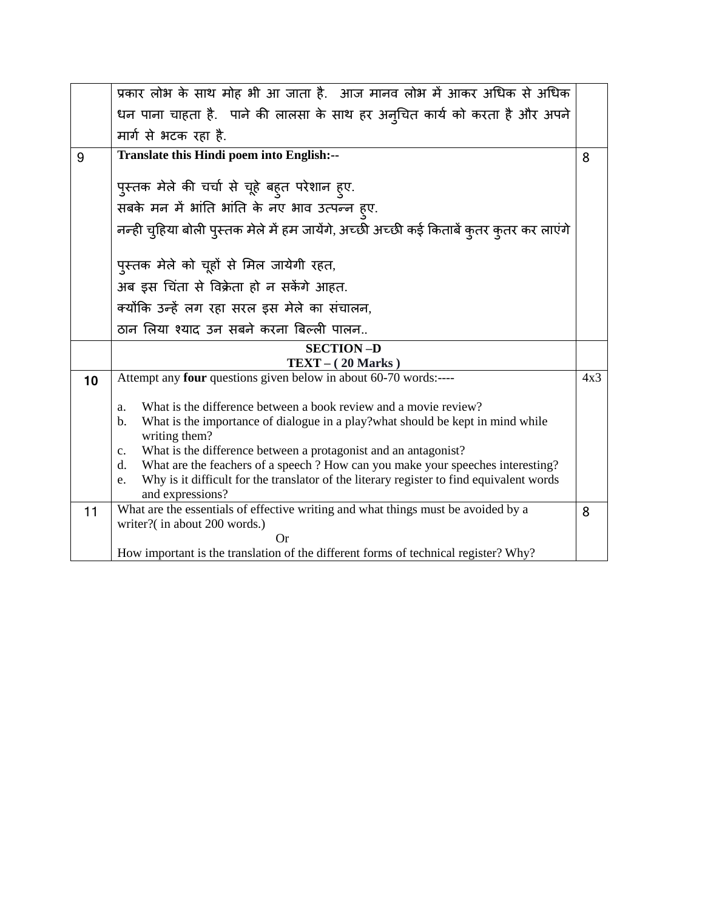| | | |
|---|---|---|
| | प्रकार लोभ के साथ मोह भी आ जाता है. आज मानव लोभ में आकर अधिक से अधिक धन पाना चाहता है. पाने की लालसा के साथ हर अनुचित कार्य को करता है और अपने मार्ग से भटक रहा है. | |
| 9 | **Translate this Hindi poem into English:--**<br><br>पुस्तक मेले की चर्चा से चूहे बहुत परेशान हुए.<br>सबके मन में भांति भांति के नए भाव उत्पन्न हुए.<br>नन्ही चुहिया बोली पुस्तक मेले में हम जायेंगे, अच्छी अच्छी कई किताबें कुतर कुतर कर लाएंगे<br><br>पुस्तक मेले को चूहों से मिल जायेगी रहत,<br>अब इस चिंता से विक्रेता हो न सकेंगे आहत.<br>क्योंकि उन्हें लग रहा सरल इस मेले का संचालन,<br>ठान लिया श्याद उन सबने करना बिल्ली पालन.. | 8 |
| | **SECTION –D**<br>**TEXT – ( 20 Marks )** | |
| **10** | Attempt any **four** questions given below in about 60-70 words:----<br><br>a. What is the difference between a book review and a movie review?<br>b. What is the importance of dialogue in a play?what should be kept in mind while writing them?<br>c. What is the difference between a protagonist and an antagonist?<br>d. What are the feachers of a speech ? How can you make your speeches interesting?<br>e. Why is it difficult for the translator of the literary register to find equivalent words and expressions? | 4x3 |
| 11 | What are the essentials of effective writing and what things must be avoided by a writer?( in about 200 words.)<br>Or<br>How important is the translation of the different forms of technical register? Why? | 8 |